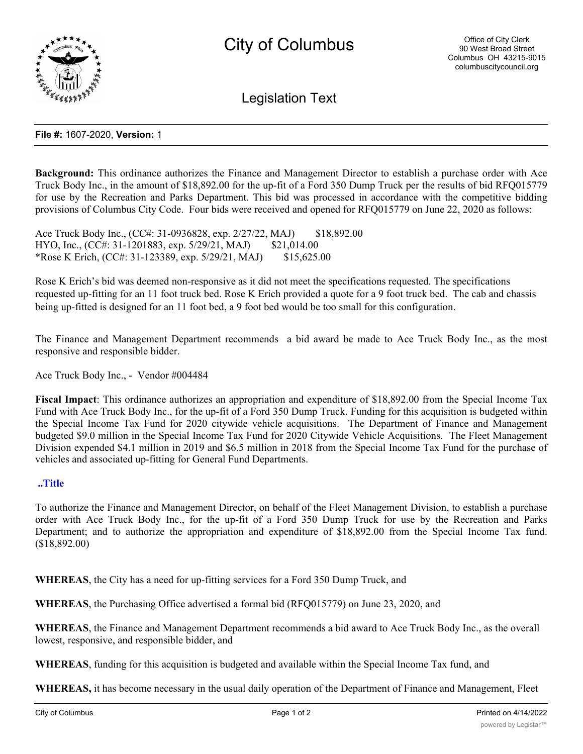# City of Columbus

Office of City Clerk
90 West Broad Street
Columbus OH 43215-9015
columbuscitycouncil.org

## Legislation Text

**File #:** 1607-2020, **Version:** 1

**Background:** This ordinance authorizes the Finance and Management Director to establish a purchase order with Ace Truck Body Inc., in the amount of $18,892.00 for the up-fit of a Ford 350 Dump Truck per the results of bid RFQ015779 for use by the Recreation and Parks Department. This bid was processed in accordance with the competitive bidding provisions of Columbus City Code. Four bids were received and opened for RFQ015779 on June 22, 2020 as follows:

Ace Truck Body Inc., (CC#: 31-0936828, exp. 2/27/22, MAJ) $18,892.00
HYO, Inc., (CC#: 31-1201883, exp. 5/29/21, MAJ) $21,014.00
*Rose K Erich, (CC#: 31-123389, exp. 5/29/21, MAJ) $15,625.00

Rose K Erich's bid was deemed non-responsive as it did not meet the specifications requested. The specifications requested up-fitting for an 11 foot truck bed. Rose K Erich provided a quote for a 9 foot truck bed. The cab and chassis being up-fitted is designed for an 11 foot bed, a 9 foot bed would be too small for this configuration.

The Finance and Management Department recommends a bid award be made to Ace Truck Body Inc., as the most responsive and responsible bidder.

Ace Truck Body Inc., - Vendor #004484

**Fiscal Impact**: This ordinance authorizes an appropriation and expenditure of $18,892.00 from the Special Income Tax Fund with Ace Truck Body Inc., for the up-fit of a Ford 350 Dump Truck. Funding for this acquisition is budgeted within the Special Income Tax Fund for 2020 citywide vehicle acquisitions. The Department of Finance and Management budgeted $9.0 million in the Special Income Tax Fund for 2020 Citywide Vehicle Acquisitions. The Fleet Management Division expended $4.1 million in 2019 and $6.5 million in 2018 from the Special Income Tax Fund for the purchase of vehicles and associated up-fitting for General Fund Departments.

**..Title**

To authorize the Finance and Management Director, on behalf of the Fleet Management Division, to establish a purchase order with Ace Truck Body Inc., for the up-fit of a Ford 350 Dump Truck for use by the Recreation and Parks Department; and to authorize the appropriation and expenditure of $18,892.00 from the Special Income Tax fund. ($18,892.00)

**WHEREAS**, the City has a need for up-fitting services for a Ford 350 Dump Truck, and

**WHEREAS**, the Purchasing Office advertised a formal bid (RFQ015779) on June 23, 2020, and

**WHEREAS**, the Finance and Management Department recommends a bid award to Ace Truck Body Inc., as the overall lowest, responsive, and responsible bidder, and

**WHEREAS**, funding for this acquisition is budgeted and available within the Special Income Tax fund, and

**WHEREAS,** it has become necessary in the usual daily operation of the Department of Finance and Management, Fleet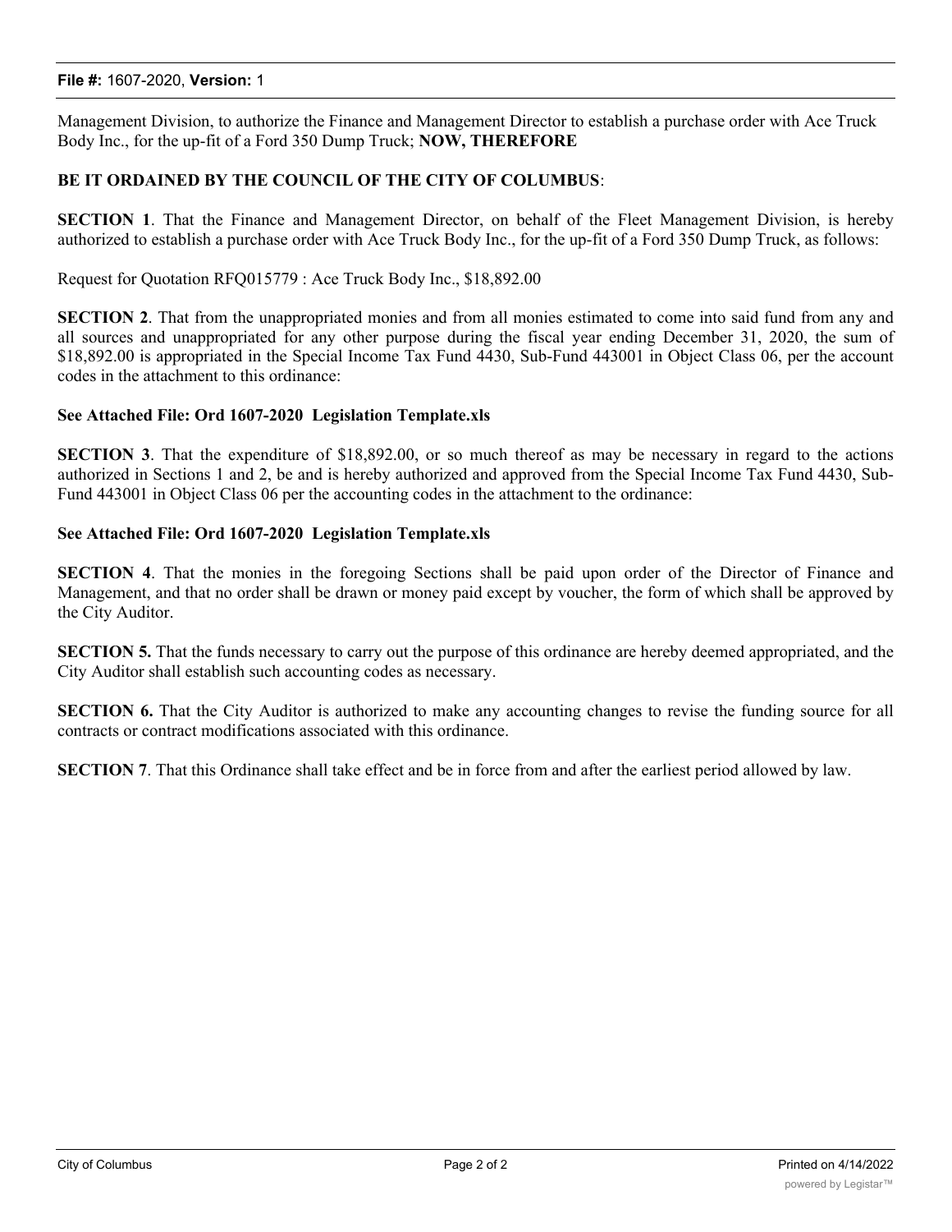Management Division, to authorize the Finance and Management Director to establish a purchase order with Ace Truck Body Inc., for the up-fit of a Ford 350 Dump Truck; **NOW, THEREFORE**

**BE IT ORDAINED BY THE COUNCIL OF THE CITY OF COLUMBUS**:

**SECTION 1**. That the Finance and Management Director, on behalf of the Fleet Management Division, is hereby authorized to establish a purchase order with Ace Truck Body Inc., for the up-fit of a Ford 350 Dump Truck, as follows:

Request for Quotation RFQ015779 : Ace Truck Body Inc., $18,892.00

**SECTION 2**. That from the unappropriated monies and from all monies estimated to come into said fund from any and all sources and unappropriated for any other purpose during the fiscal year ending December 31, 2020, the sum of $18,892.00 is appropriated in the Special Income Tax Fund 4430, Sub-Fund 443001 in Object Class 06, per the account codes in the attachment to this ordinance:

**See Attached File: Ord 1607-2020 Legislation Template.xls**

**SECTION 3**. That the expenditure of $18,892.00, or so much thereof as may be necessary in regard to the actions authorized in Sections 1 and 2, be and is hereby authorized and approved from the Special Income Tax Fund 4430, Sub-Fund 443001 in Object Class 06 per the accounting codes in the attachment to the ordinance:

**See Attached File: Ord 1607-2020 Legislation Template.xls**

**SECTION 4**. That the monies in the foregoing Sections shall be paid upon order of the Director of Finance and Management, and that no order shall be drawn or money paid except by voucher, the form of which shall be approved by the City Auditor.

**SECTION 5.** That the funds necessary to carry out the purpose of this ordinance are hereby deemed appropriated, and the City Auditor shall establish such accounting codes as necessary.

**SECTION 6.** That the City Auditor is authorized to make any accounting changes to revise the funding source for all contracts or contract modifications associated with this ordinance.

**SECTION 7**. That this Ordinance shall take effect and be in force from and after the earliest period allowed by law.